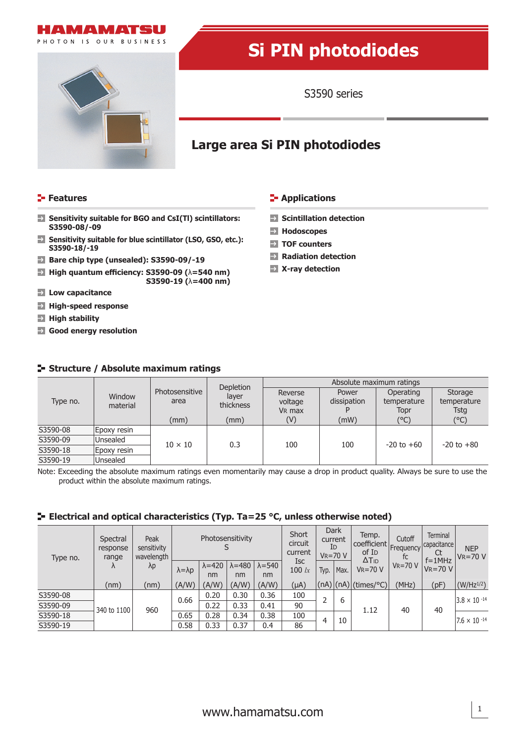HAMAMATSU

PHOTON IS OUR BUSINESS

# Si PIN photodiodes

S3590 series

## Large area Si PIN photodiodes

### Features

- **Sensitivity suitable for BGO and CsI(Tl) scintillators: S3590-08/-09**
- **Sensitivity suitable for blue scintillator (LSO, GSO, etc.): S3590-18/-19**
- **Bare chip type (unsealed): S3590-09/-19**
- **High quantum efficiency: S3590-09 (λ=540 nm) S3590-19 (λ=400 nm)**
- **Low capacitance**
- **High-speed response**
- **High stability**
- **Good energy resolution**

### Applications

- **Scintillation detection**
- **Hodoscopes**
- **TOF counters**
- **Radiation detection**
- **X-ray detection**

### Structure / Absolute maximum ratings

| Type no. | Window material | Photosensitive area (mm) | Depletion layer thickness (mm) | Absolute maximum ratings | | | |
|---|---|---|---|---|---|---|---|
| | | | | Reverse voltage VR max (V) | Power dissipation P (mW) | Operating temperature Topr (°C) | Storage temperature Tstg (°C) |
| S3590-08 | Epoxy resin | 10 × 10 | 0.3 | 100 | 100 | -20 to +60 | -20 to +80 |
| S3590-09 | Unsealed | | | | | | |
| S3590-18 | Epoxy resin | | | | | | |
| S3590-19 | Unsealed | | | | | | |

Note: Exceeding the absolute maximum ratings even momentarily may cause a drop in product quality. Always be sure to use the product within the absolute maximum ratings.

### Electrical and optical characteristics (Typ. Ta=25 °C, unless otherwise noted)

| Type no. | Spectral response range λ (nm) | Peak sensitivity wavelength λp (nm) | Photosensitivity S (A/W) | | | | Short circuit current Isc 100 *lx* (μA) | Dark current ID VR=70 V | | Temp. coefficient of ID ΔTID VR=70 V (times/°C) | Cutoff Frequency fc VR=70 V (MHz) | Terminal capacitance Ct f=1MHz VR=70 V (pF) | NEP VR=70 V (W/Hz^1/2) |
|---|---|---|---|---|---|---|---|---|---|---|---|---|---|
| | | | λ=λp | λ=420 nm | λ=480 nm | λ=540 nm | | Typ. (nA) | Max. (nA) | | | | |
| S3590-08 | 340 to 1100 | 960 | 0.66 | 0.20 | 0.30 | 0.36 | 100 | 2 | 6 | 1.12 | 40 | 40 | $3.8 \times 10^{-14}$ |
| S3590-09 | | | | 0.22 | 0.33 | 0.41 | 90 | | | | | | |
| S3590-18 | | | 0.65 | 0.28 | 0.34 | 0.38 | 100 | 4 | 10 | | | | $7.6 \times 10^{-14}$ |
| S3590-19 | | | 0.58 | 0.33 | 0.37 | 0.4 | 86 | | | | | | |

www.hamamatsu.com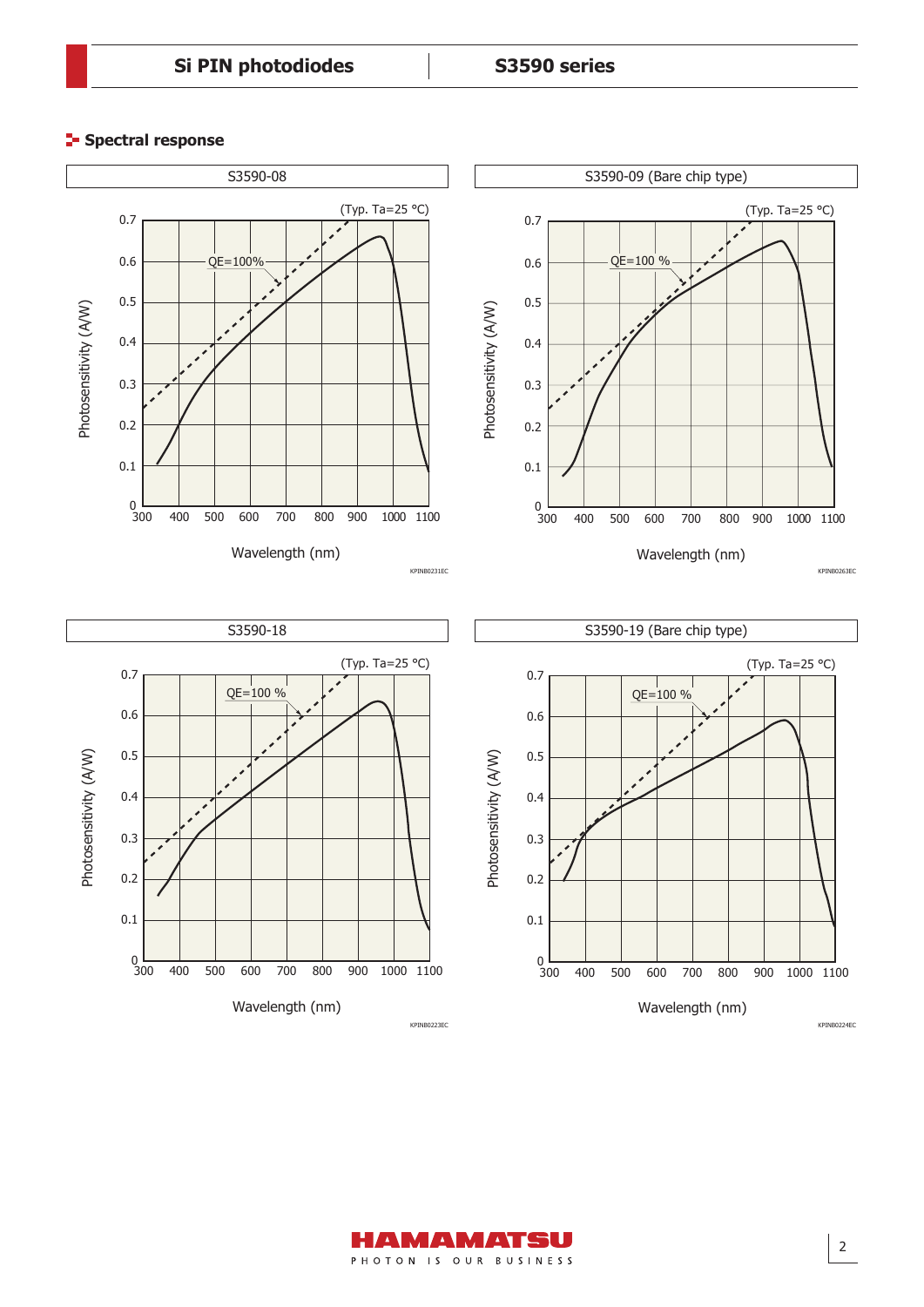## Spectral response

S3590-08

(Typ. Ta=25 °C)

Photosensitivity (A/W)

QE=100%

Wavelength (nm)

KPINB0231EC

S3590-09 (Bare chip type)

(Typ. Ta=25 °C)

Photosensitivity (A/W)

QE=100 %

Wavelength (nm)

KPINB0263EC

S3590-18

(Typ. Ta=25 °C)

Photosensitivity (A/W)

QE=100 %

Wavelength (nm)

KPINB0223EC

S3590-19 (Bare chip type)

(Typ. Ta=25 °C)

Photosensitivity (A/W)

QE=100 %

Wavelength (nm)

KPINB0224EC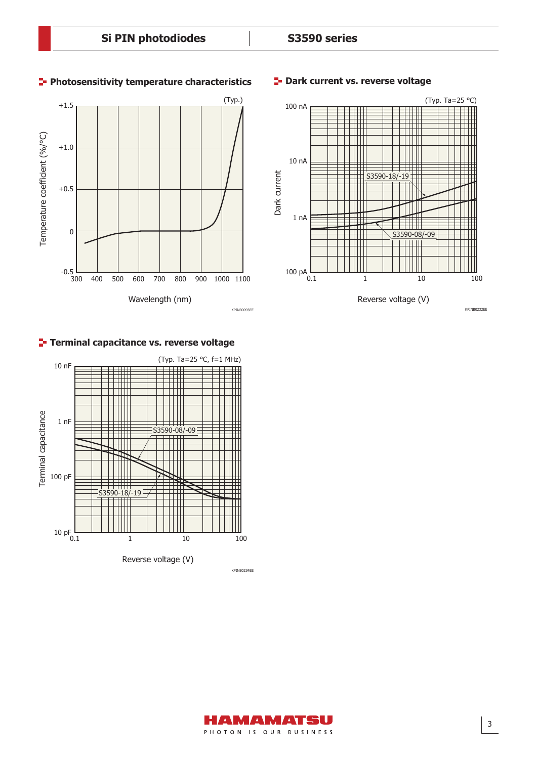## Photosensitivity temperature characteristics

(Typ.)

Temperature coefficient (%/°C)

+1.5
+1.0
+0.5
0
-0.5

300 400 500 600 700 800 900 1000 1100

Wavelength (nm)

KPINB0093EE

## Dark current vs. reverse voltage

(Typ. Ta=25 °C)

Dark current

100 nA
10 nA
1 nA
100 pA

S3590-18/-19

S3590-08/-09

0.1 1 10 100

Reverse voltage (V)

KPINB0232EE

## Terminal capacitance vs. reverse voltage

(Typ. Ta=25 °C, f=1 MHz)

Terminal capacitance

10 nF
1 nF
100 pF
10 pF

S3590-08/-09

S3590-18/-19

0.1 1 10 100

Reverse voltage (V)

KPINB0234EE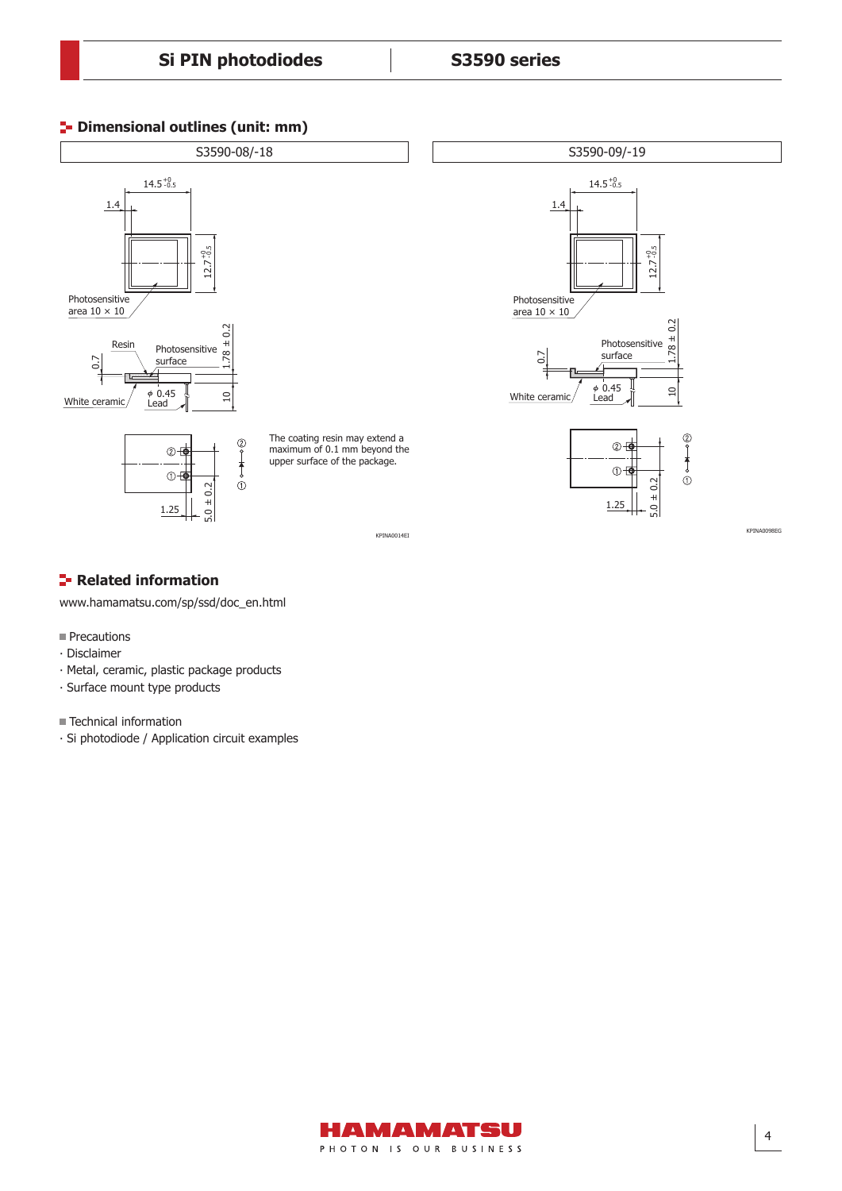## Dimensional outlines (unit: mm)

S3590-08/-18

14.5 $^{+0}_{-0.5}$

1.4

12.7 $^{+0}_{-0.5}$

Photosensitive area 10 × 10

Resin

Photosensitive surface

1.78 ± 0.2

0.7

White ceramic

ϕ 0.45 Lead

10

②

①

1.25

5.0 ± 0.2

The coating resin may extend a maximum of 0.1 mm beyond the upper surface of the package.

KPINA0014EI

S3590-09/-19

14.5 $^{+0}_{-0.5}$

1.4

12.7 $^{+0}_{-0.5}$

Photosensitive area 10 × 10

Photosensitive surface

1.78 ± 0.2

0.7

White ceramic

ϕ 0.45 Lead

10

②

①

1.25

5.0 ± 0.2

KPINA0098EG

## Related information

www.hamamatsu.com/sp/ssd/doc_en.html

■ Precautions
- Disclaimer
- Metal, ceramic, plastic package products
- Surface mount type products

■ Technical information
- Si photodiode / Application circuit examples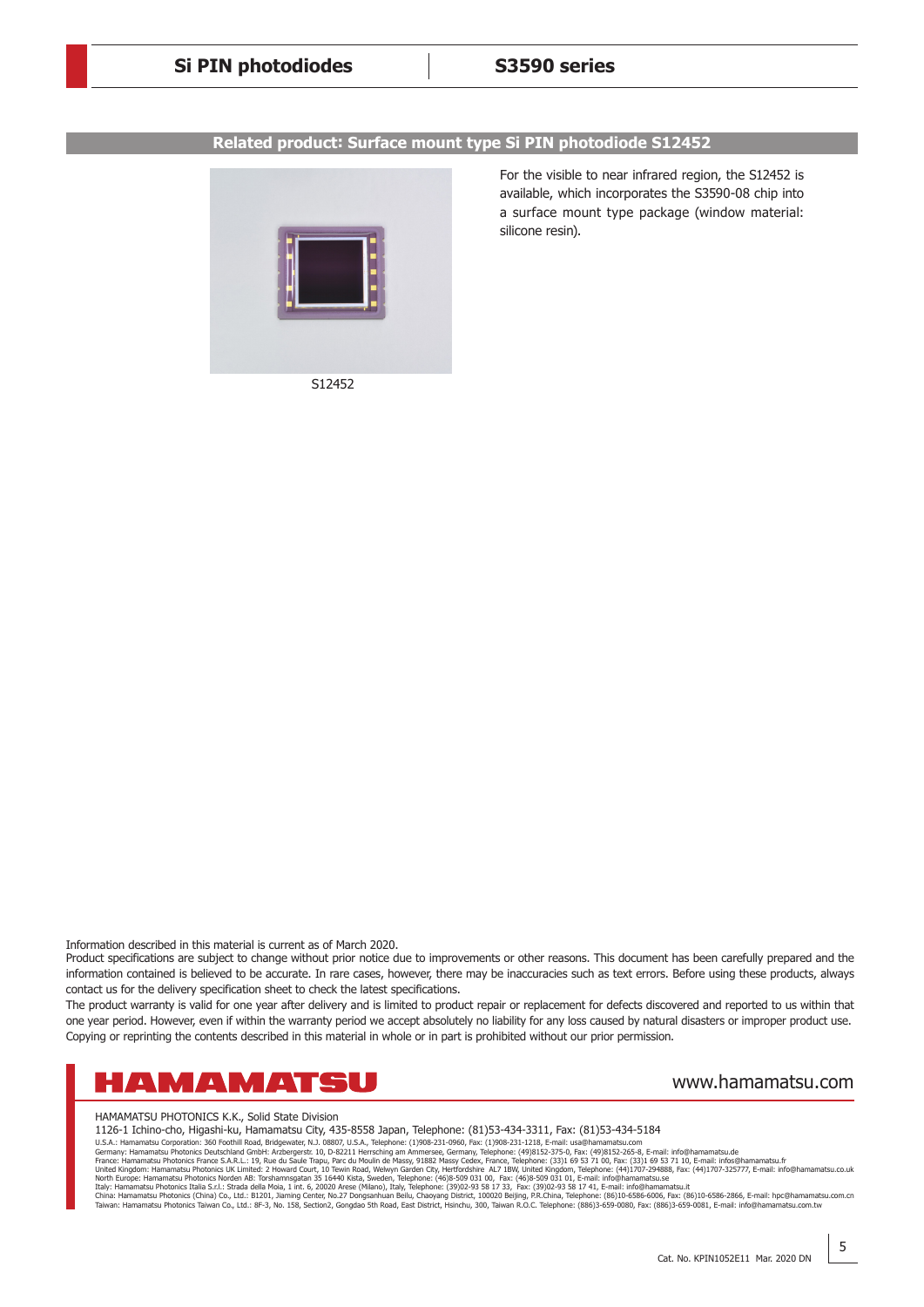## Related product: Surface mount type Si PIN photodiode S12452

S12452

For the visible to near infrared region, the S12452 is available, which incorporates the S3590-08 chip into a surface mount type package (window material: silicone resin).

Information described in this material is current as of March 2020.

Product specifications are subject to change without prior notice due to improvements or other reasons. This document has been carefully prepared and the information contained is believed to be accurate. In rare cases, however, there may be inaccuracies such as text errors. Before using these products, always contact us for the delivery specification sheet to check the latest specifications.

The product warranty is valid for one year after delivery and is limited to product repair or replacement for defects discovered and reported to us within that one year period. However, even if within the warranty period we accept absolutely no liability for any loss caused by natural disasters or improper product use.

Copying or reprinting the contents described in this material in whole or in part is prohibited without our prior permission.

**HAMAMATSU**

www.hamamatsu.com

HAMAMATSU PHOTONICS K.K., Solid State Division

1126-1 Ichino-cho, Higashi-ku, Hamamatsu City, 435-8558 Japan, Telephone: (81)53-434-3311, Fax: (81)53-434-5184

U.S.A.: Hamamatsu Corporation: 360 Foothill Road, Bridgewater, N.J. 08807, U.S.A., Telephone: (1)908-231-0960, Fax: (1)908-231-1218, E-mail: usa@hamamatsu.com
Germany: Hamamatsu Photonics Deutschland GmbH: Arzbergerstr. 10, D-82211 Herrsching am Ammersee, Germany, Telephone: (49)8152-375-0, Fax: (49)8152-265-8, E-mail: info@hamamatsu.de
France: Hamamatsu Photonics France S.A.R.L.: 19, Rue du Saule Trapu, Parc du Moulin de Massy, 91882 Massy Cedex, France, Telephone: (33)1 69 53 71 00, Fax: (33)1 69 53 71 10, E-mail: infos@hamamatsu.fr
United Kingdom: Hamamatsu Photonics UK Limited: 2 Howard Court, 10 Tewin Road, Welwyn Garden City, Hertfordshire AL7 1BW, United Kingdom, Telephone: (44)1707-294888, Fax: (44)1707-325777, E-mail: info@hamamatsu.co.uk
North Europe: Hamamatsu Photonics Norden AB: Torshamnsgatan 35 16440 Kista, Sweden, Telephone: (46)8-509 031 00, Fax: (46)8-509 031 01, E-mail: info@hamamatsu.se
Italy: Hamamatsu Photonics Italia S.r.l.: Strada della Moia, 1 int. 6, 20020 Arese (Milano), Italy, Telephone: (39)02-93 58 17 33, Fax: (39)02-93 58 17 41, E-mail: info@hamamatsu.it
China: Hamamatsu Photonics (China) Co., Ltd.: B1201, Jiaming Center, No.27 Dongsanhuan Beilu, Chaoyang District, 100020 Beijing, P.R.China, Telephone: (86)10-6586-6006, Fax: (86)10-6586-2866, E-mail: hpc@hamamatsu.com.cn
Taiwan: Hamamatsu Photonics Taiwan Co., Ltd.: 8F-3, No. 158, Section2, Gongdao 5th Road, East District, Hsinchu, 300, Taiwan R.O.C. Telephone: (886)3-659-0080, Fax: (886)3-659-0081, E-mail: info@hamamatsu.com.tw

Cat. No. KPIN1052E11 Mar. 2020 DN